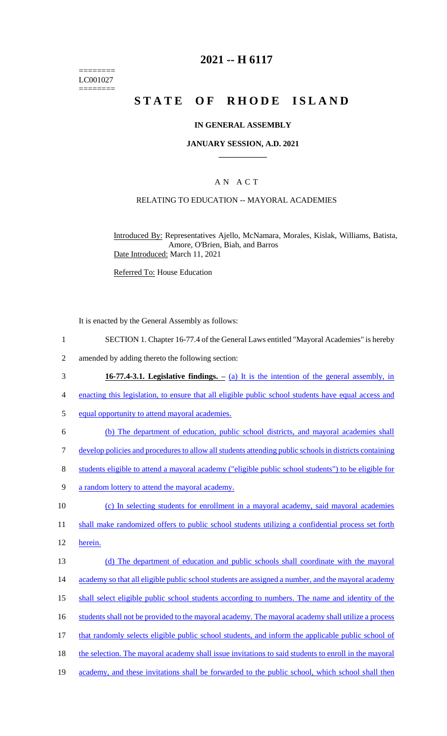========
LC001027
========

# 2021 -- H 6117

# STATE OF RHODE ISLAND

## IN GENERAL ASSEMBLY

## JANUARY SESSION, A.D. 2021

### A N A C T

### RELATING TO EDUCATION -- MAYORAL ACADEMIES

Introduced By: Representatives Ajello, McNamara, Morales, Kislak, Williams, Batista, Amore, O'Brien, Biah, and Barros

Date Introduced: March 11, 2021

Referred To: House Education

It is enacted by the General Assembly as follows:

1 SECTION 1. Chapter 16-77.4 of the General Laws entitled "Mayoral Academies" is hereby
2 amended by adding thereto the following section:
3 **16-77.4-3.1. Legislative findings. –** (a) It is the intention of the general assembly, in
4 enacting this legislation, to ensure that all eligible public school students have equal access and
5 equal opportunity to attend mayoral academies.
6 (b) The department of education, public school districts, and mayoral academies shall
7 develop policies and procedures to allow all students attending public schools in districts containing
8 students eligible to attend a mayoral academy ("eligible public school students") to be eligible for
9 a random lottery to attend the mayoral academy.
10 (c) In selecting students for enrollment in a mayoral academy, said mayoral academies
11 shall make randomized offers to public school students utilizing a confidential process set forth
12 herein.
13 (d) The department of education and public schools shall coordinate with the mayoral
14 academy so that all eligible public school students are assigned a number, and the mayoral academy
15 shall select eligible public school students according to numbers. The name and identity of the
16 students shall not be provided to the mayoral academy. The mayoral academy shall utilize a process
17 that randomly selects eligible public school students, and inform the applicable public school of
18 the selection. The mayoral academy shall issue invitations to said students to enroll in the mayoral
19 academy, and these invitations shall be forwarded to the public school, which school shall then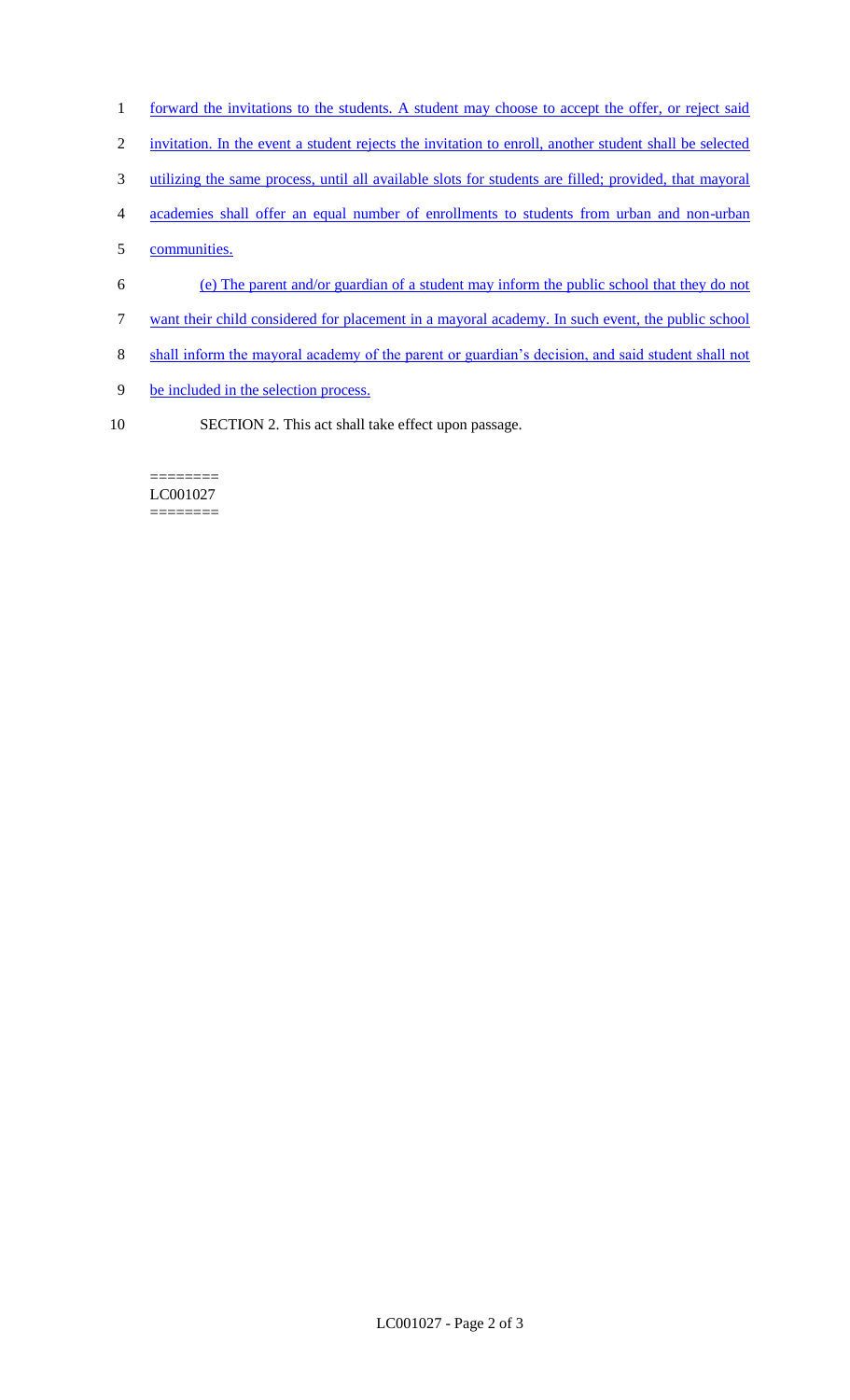forward the invitations to the students. A student may choose to accept the offer, or reject said invitation. In the event a student rejects the invitation to enroll, another student shall be selected utilizing the same process, until all available slots for students are filled; provided, that mayoral academies shall offer an equal number of enrollments to students from urban and non-urban communities.

(e) The parent and/or guardian of a student may inform the public school that they do not want their child considered for placement in a mayoral academy. In such event, the public school shall inform the mayoral academy of the parent or guardian's decision, and said student shall not be included in the selection process.

SECTION 2. This act shall take effect upon passage.

========
LC001027
========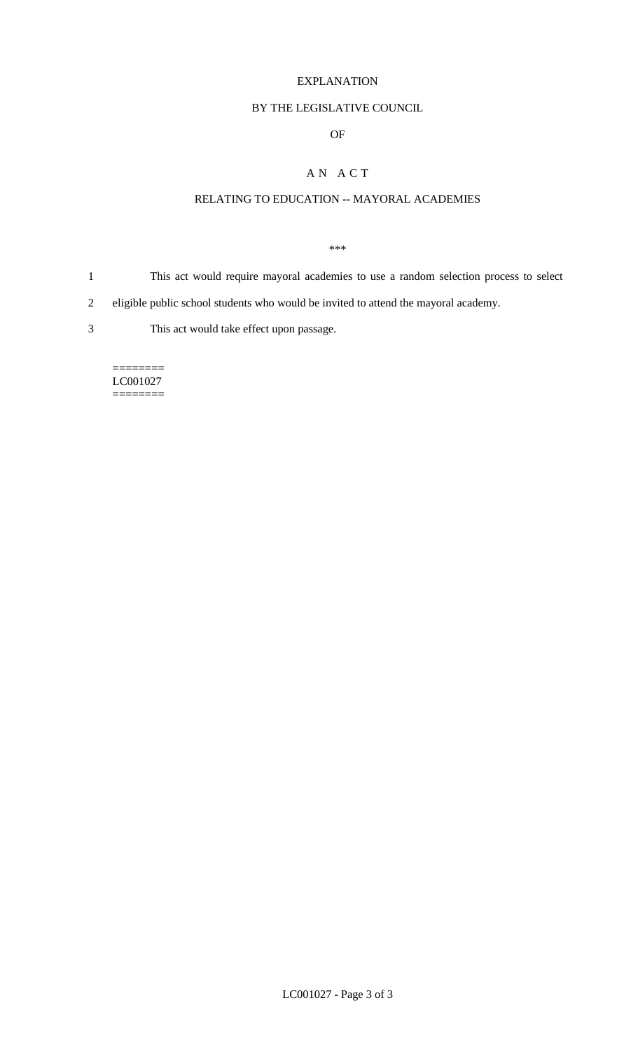EXPLANATION

BY THE LEGISLATIVE COUNCIL

OF

A N A C T

RELATING TO EDUCATION -- MAYORAL ACADEMIES

\*\*\*

1 This act would require mayoral academies to use a random selection process to select
2 eligible public school students who would be invited to attend the mayoral academy.
3 This act would take effect upon passage.

========
LC001027
========